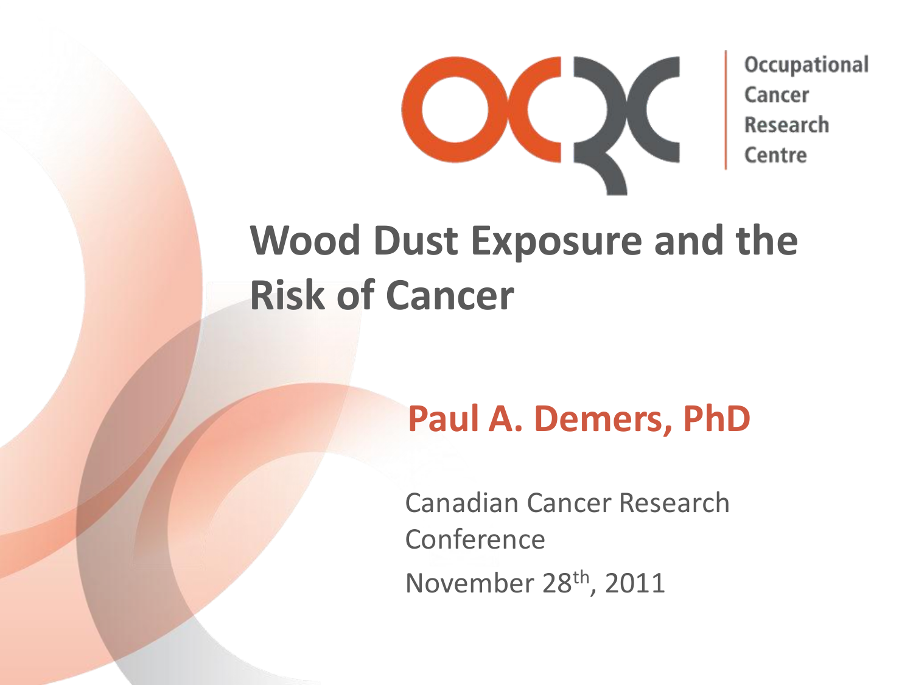Occupational Cancer Research Centre

# Wood Dust Exposure and the Risk of Cancer

**Paul A. Demers, PhD**

Canadian Cancer Research Conference

November 28th, 2011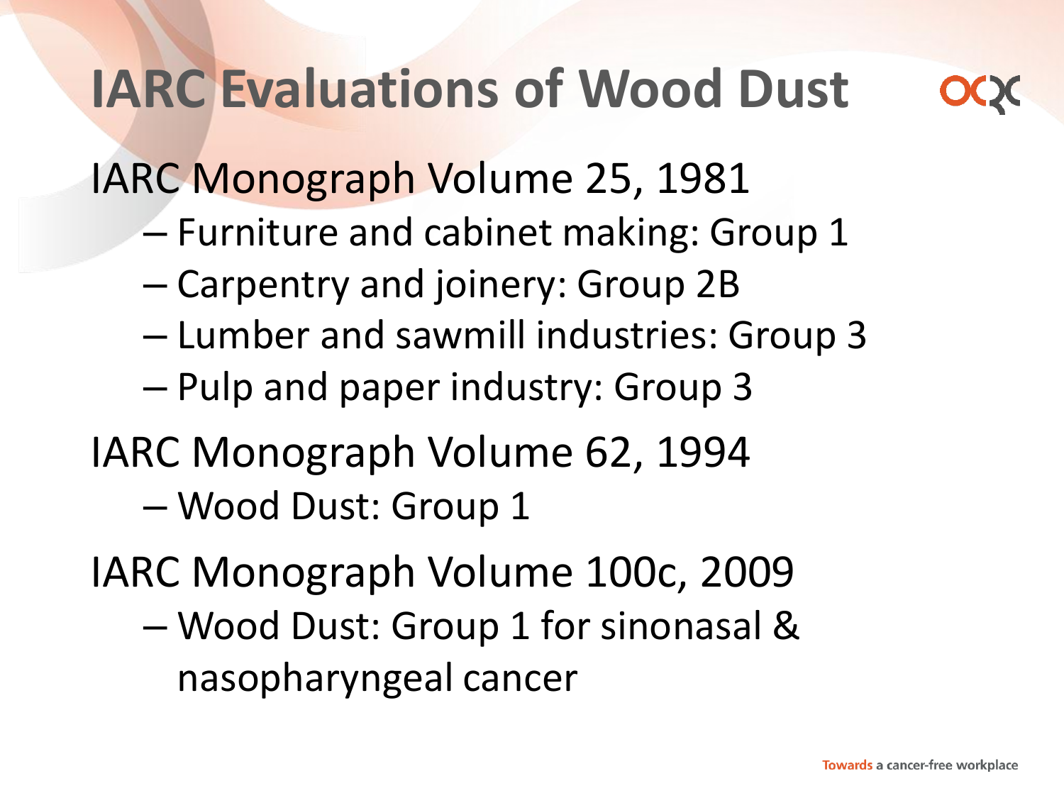# IARC Evaluations of Wood Dust

IARC Monograph Volume 25, 1981

- Furniture and cabinet making: Group 1
- Carpentry and joinery: Group 2B
- Lumber and sawmill industries: Group 3
- Pulp and paper industry: Group 3

IARC Monograph Volume 62, 1994

- Wood Dust: Group 1

IARC Monograph Volume 100c, 2009

- Wood Dust: Group 1 for sinonasal & nasopharyngeal cancer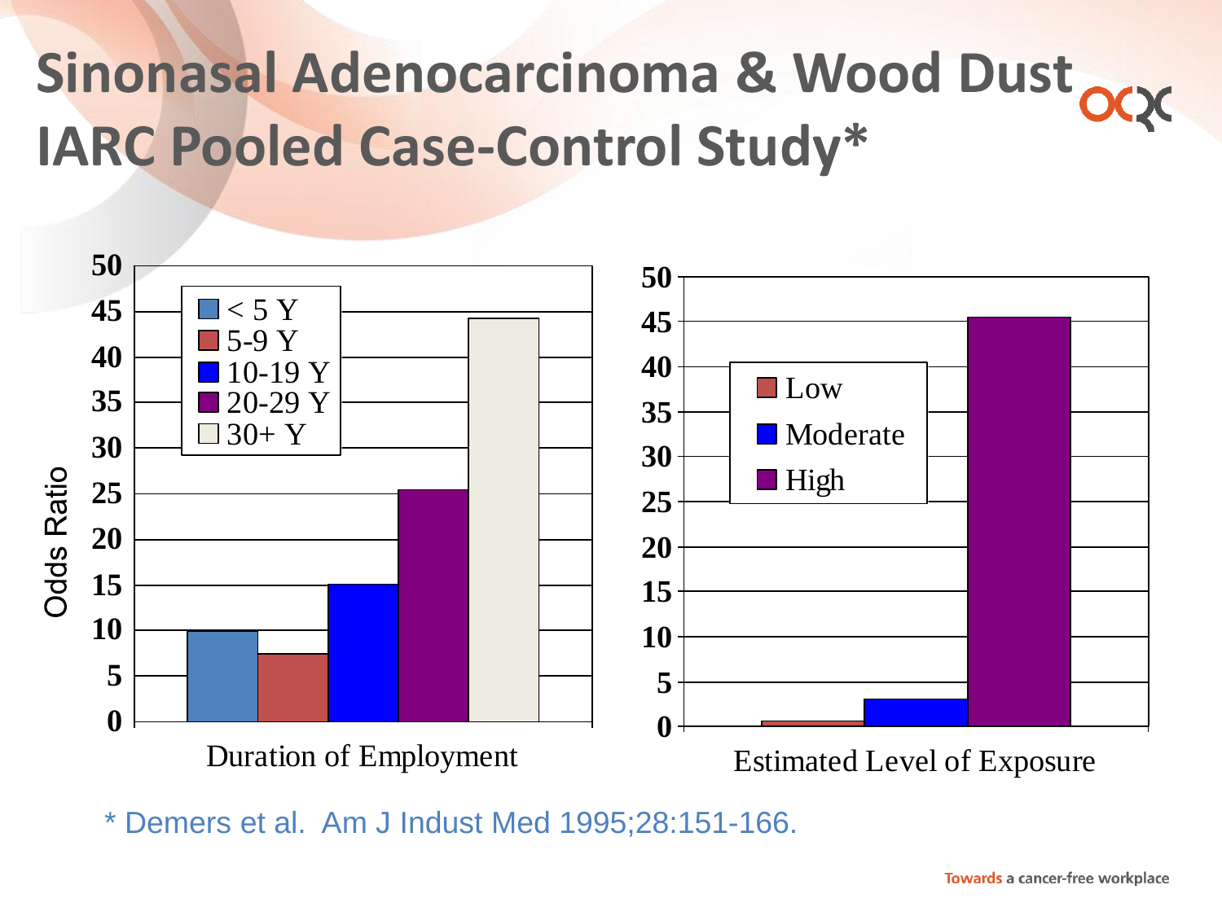# Sinonasal Adenocarcinoma & Wood Dust IARC Pooled Case-Control Study*

Odds Ratio

Duration of Employment

- < 5 Y
- 5-9 Y
- 10-19 Y
- 20-29 Y
- 30+ Y

Estimated Level of Exposure

- Low
- Moderate
- High

\* Demers et al. Am J Indust Med 1995;28:151-166.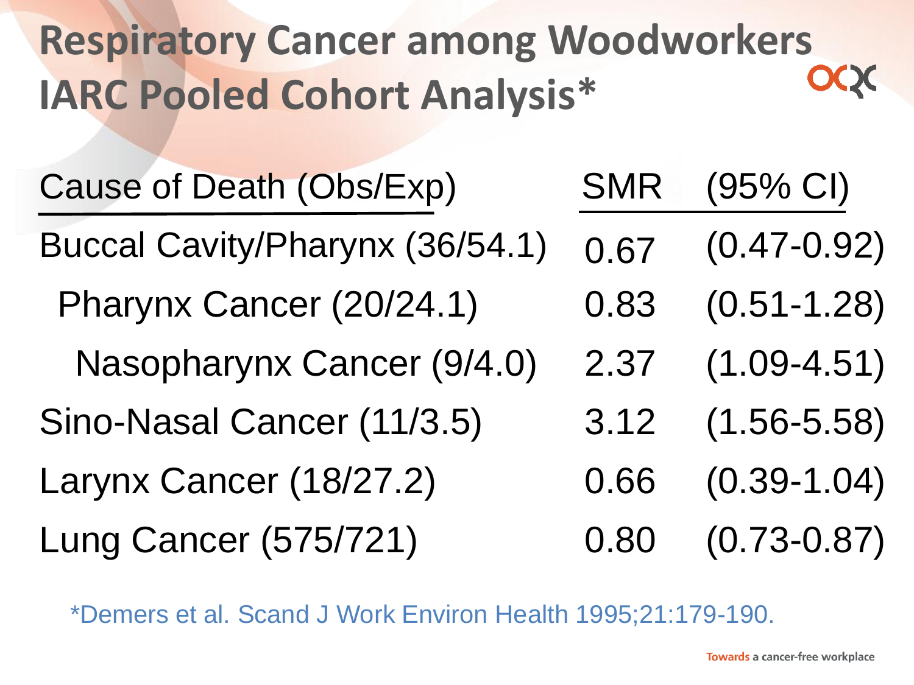# Respiratory Cancer among Woodworkers IARC Pooled Cohort Analysis*

| Cause of Death (Obs/Exp) | SMR | (95% CI) |
|---|---|---|
| Buccal Cavity/Pharynx (36/54.1) | 0.67 | (0.47-0.92) |
| Pharynx Cancer (20/24.1) | 0.83 | (0.51-1.28) |
| Nasopharynx Cancer (9/4.0) | 2.37 | (1.09-4.51) |
| Sino-Nasal Cancer (11/3.5) | 3.12 | (1.56-5.58) |
| Larynx Cancer (18/27.2) | 0.66 | (0.39-1.04) |
| Lung Cancer (575/721) | 0.80 | (0.73-0.87) |

*Demers et al. Scand J Work Environ Health 1995;21:179-190.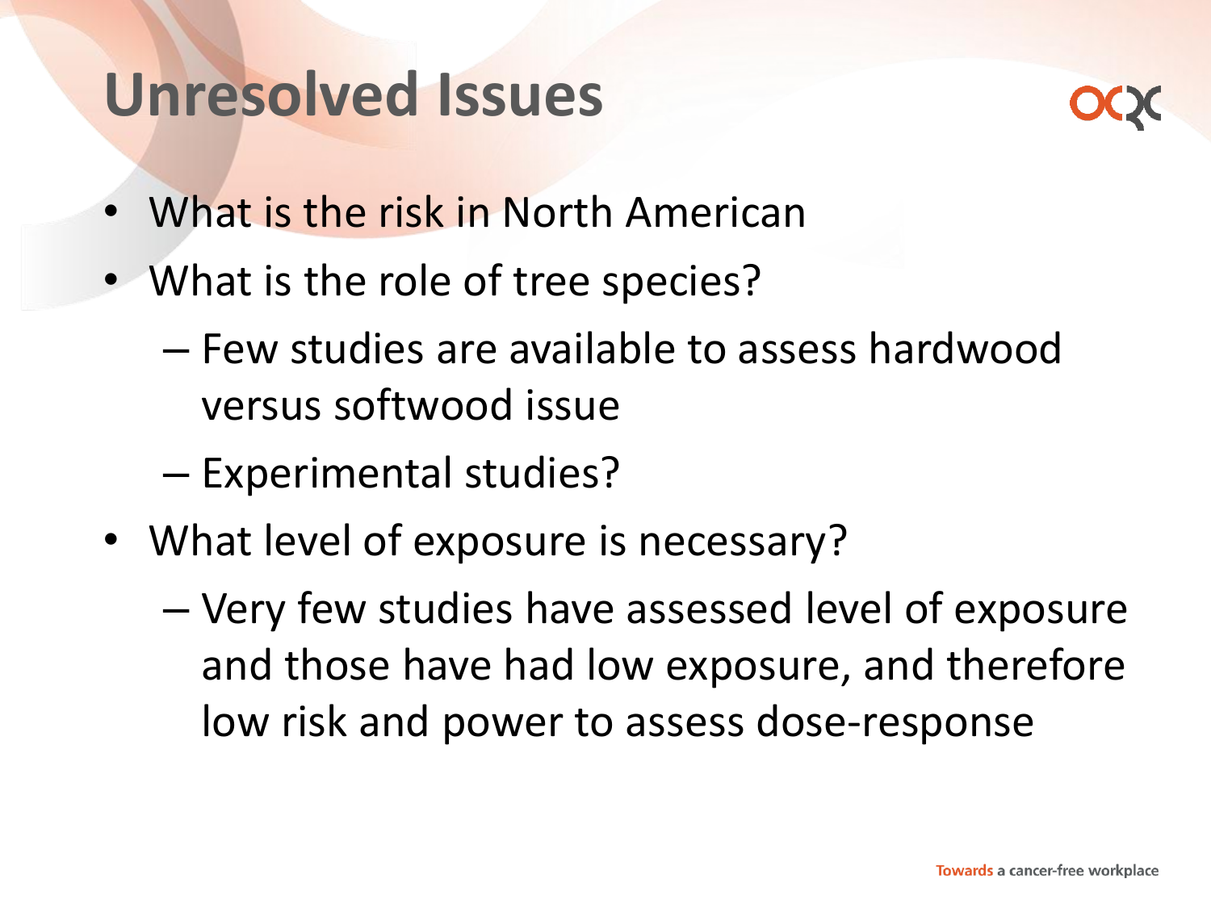# Unresolved Issues

- What is the risk in North American
- What is the role of tree species?
  - Few studies are available to assess hardwood versus softwood issue
  - Experimental studies?
- What level of exposure is necessary?
  - Very few studies have assessed level of exposure and those have had low exposure, and therefore low risk and power to assess dose-response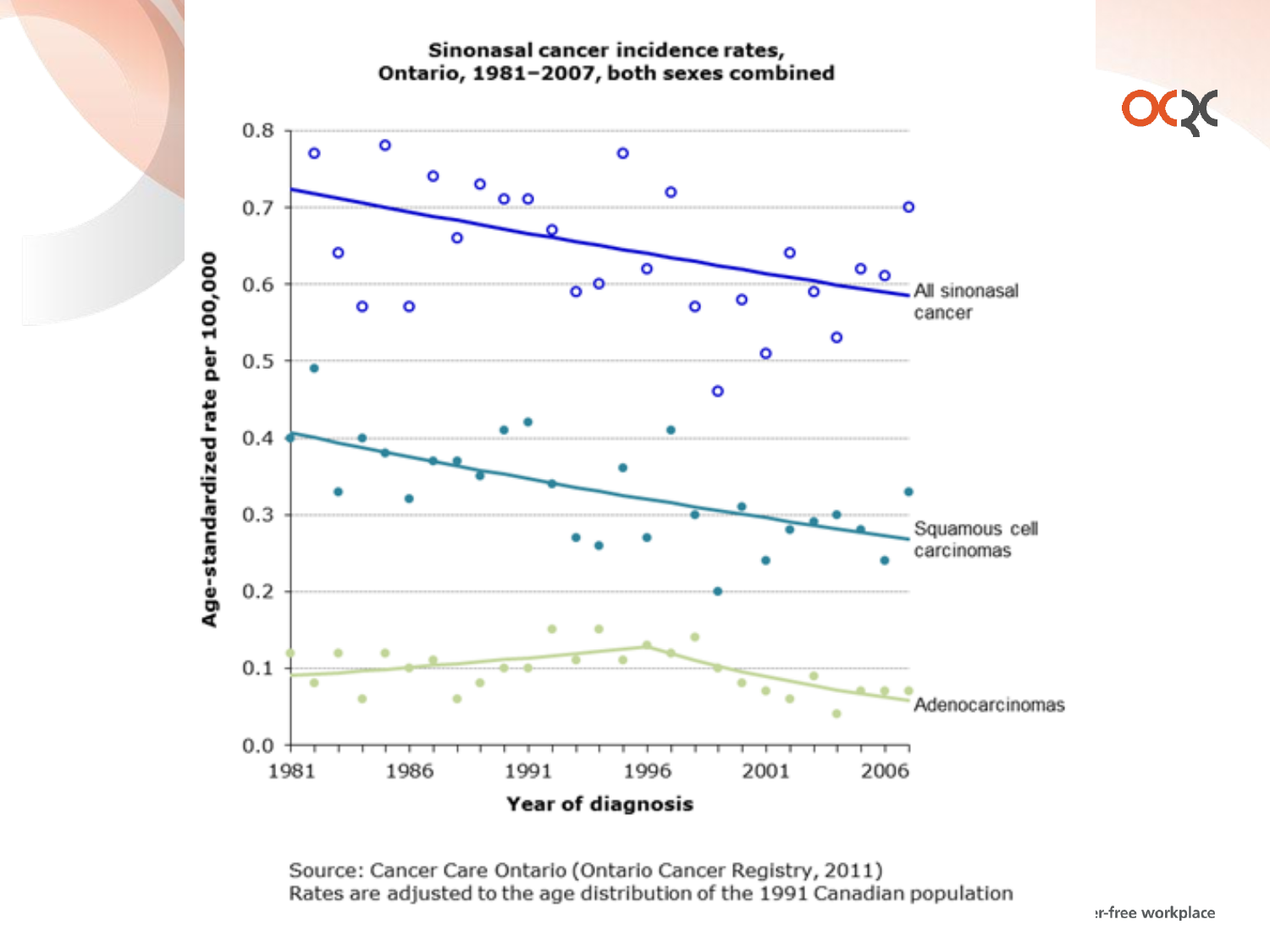Sinonasal cancer incidence rates, Ontario, 1981–2007, both sexes combined

Source: Cancer Care Ontario (Ontario Cancer Registry, 2011)
Rates are adjusted to the age distribution of the 1991 Canadian population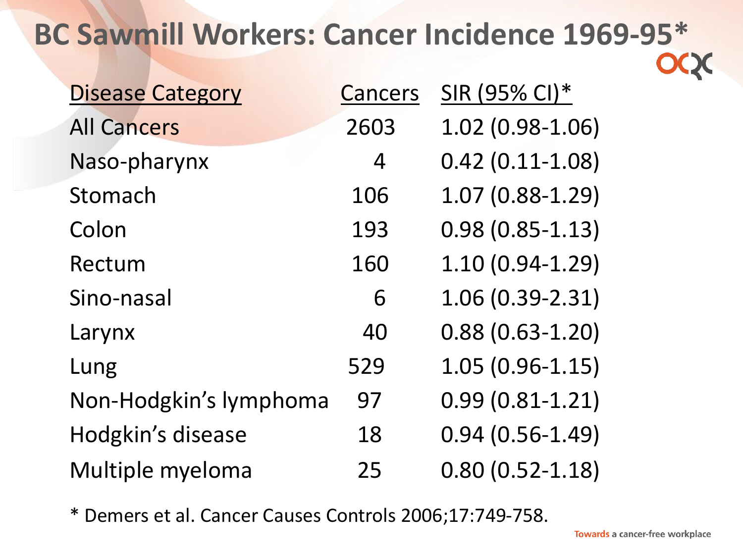# BC Sawmill Workers: Cancer Incidence 1969-95*

| Disease Category | Cancers | SIR (95% CI)* |
|---|---|---|
| All Cancers | 2603 | 1.02 (0.98-1.06) |
| Naso-pharynx | 4 | 0.42 (0.11-1.08) |
| Stomach | 106 | 1.07 (0.88-1.29) |
| Colon | 193 | 0.98 (0.85-1.13) |
| Rectum | 160 | 1.10 (0.94-1.29) |
| Sino-nasal | 6 | 1.06 (0.39-2.31) |
| Larynx | 40 | 0.88 (0.63-1.20) |
| Lung | 529 | 1.05 (0.96-1.15) |
| Non-Hodgkin's lymphoma | 97 | 0.99 (0.81-1.21) |
| Hodgkin's disease | 18 | 0.94 (0.56-1.49) |
| Multiple myeloma | 25 | 0.80 (0.52-1.18) |

* Demers et al. Cancer Causes Controls 2006;17:749-758.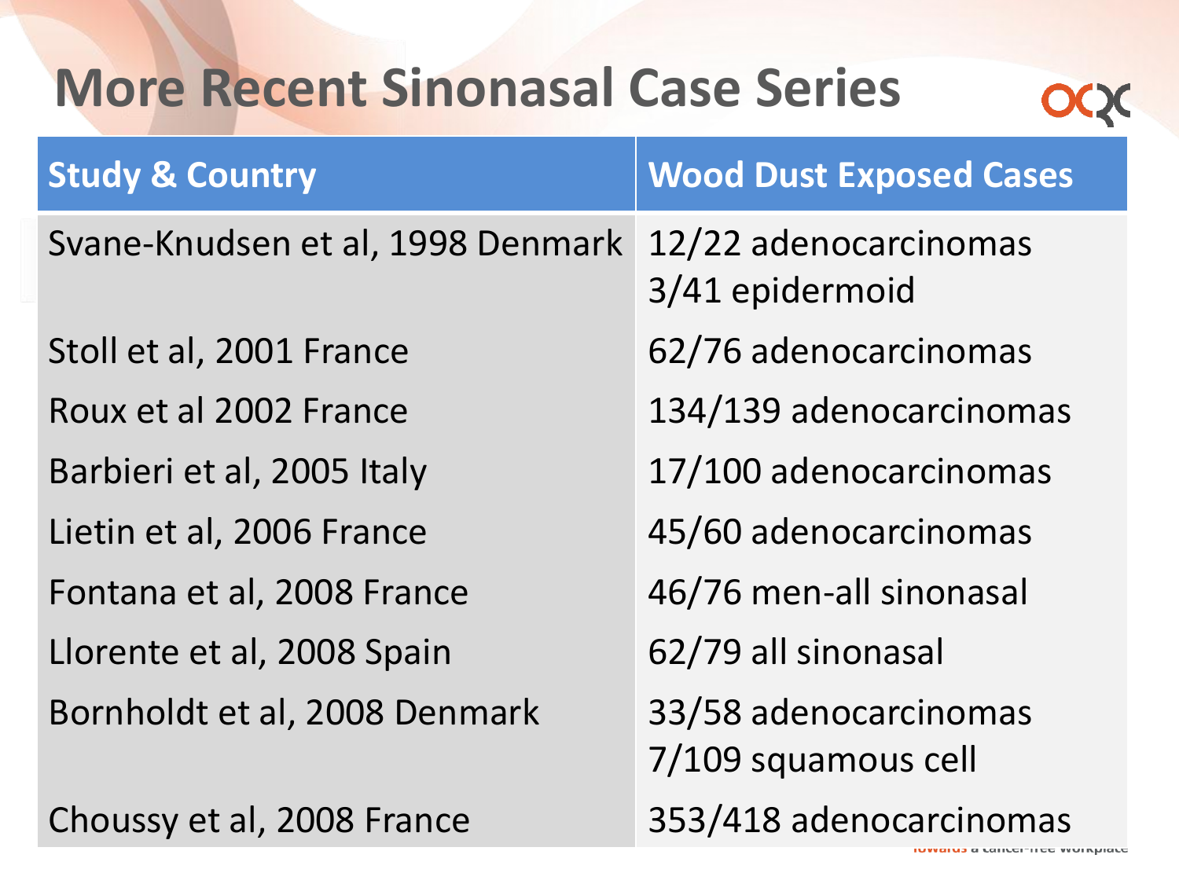# More Recent Sinonasal Case Series

| Study & Country | Wood Dust Exposed Cases |
|---|---|
| Svane-Knudsen et al, 1998 Denmark | 12/22 adenocarcinomas<br>3/41 epidermoid |
| Stoll et al, 2001 France | 62/76 adenocarcinomas |
| Roux et al 2002 France | 134/139 adenocarcinomas |
| Barbieri et al, 2005 Italy | 17/100 adenocarcinomas |
| Lietin et al, 2006 France | 45/60 adenocarcinomas |
| Fontana et al, 2008 France | 46/76 men-all sinonasal |
| Llorente et al, 2008 Spain | 62/79 all sinonasal |
| Bornholdt et al, 2008 Denmark | 33/58 adenocarcinomas<br>7/109 squamous cell |
| Choussy et al, 2008 France | 353/418 adenocarcinomas |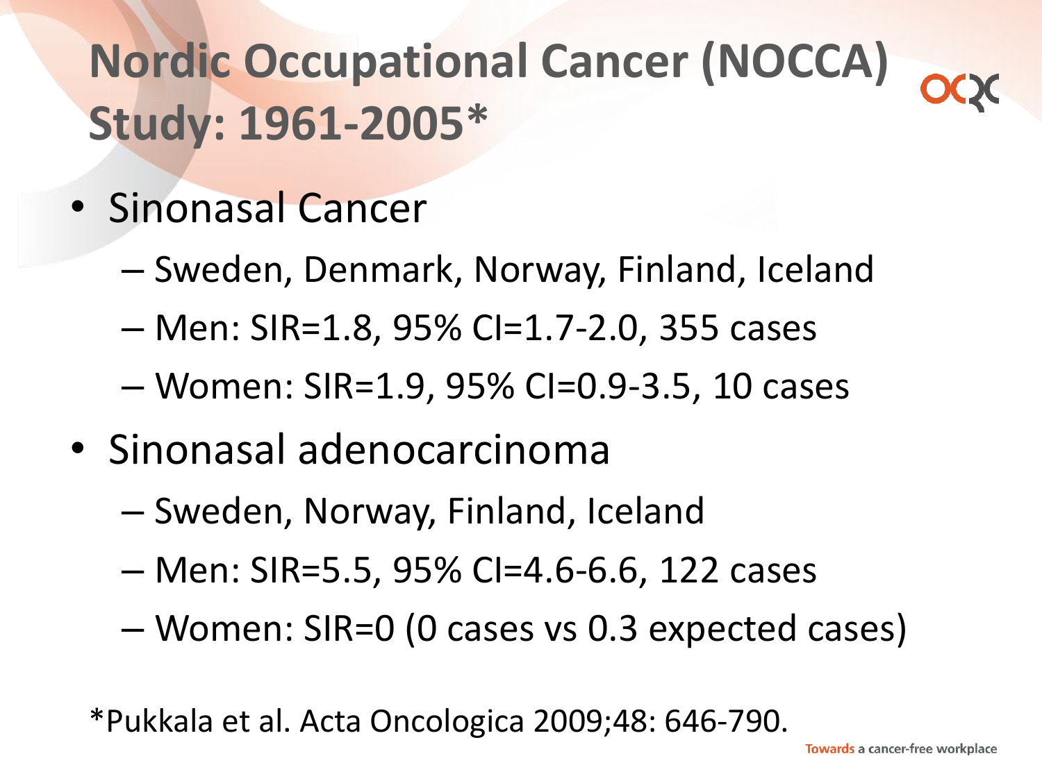# Nordic Occupational Cancer (NOCCA) Study: 1961-2005*

- Sinonasal Cancer
  - Sweden, Denmark, Norway, Finland, Iceland
  - Men: SIR=1.8, 95% CI=1.7-2.0, 355 cases
  - Women: SIR=1.9, 95% CI=0.9-3.5, 10 cases
- Sinonasal adenocarcinoma
  - Sweden, Norway, Finland, Iceland
  - Men: SIR=5.5, 95% CI=4.6-6.6, 122 cases
  - Women: SIR=0 (0 cases vs 0.3 expected cases)

*Pukkala et al. Acta Oncologica 2009;48: 646-790.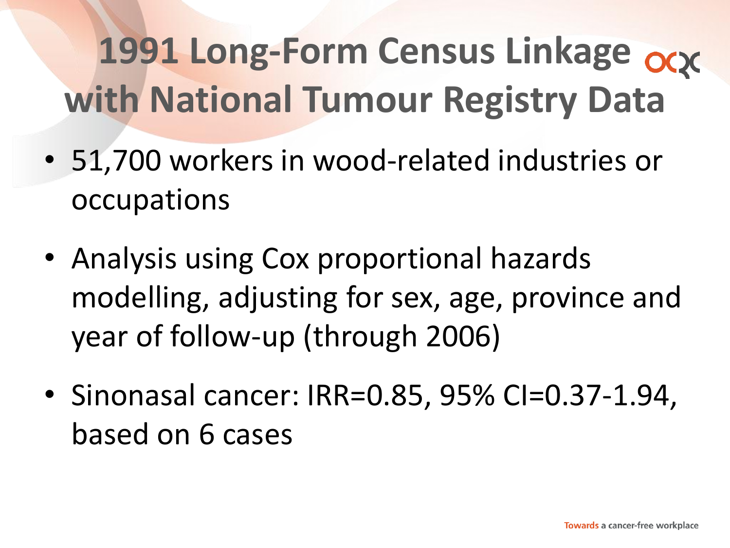# 1991 Long-Form Census Linkage with National Tumour Registry Data

- 51,700 workers in wood-related industries or occupations
- Analysis using Cox proportional hazards modelling, adjusting for sex, age, province and year of follow-up (through 2006)
- Sinonasal cancer: IRR=0.85, 95% CI=0.37-1.94, based on 6 cases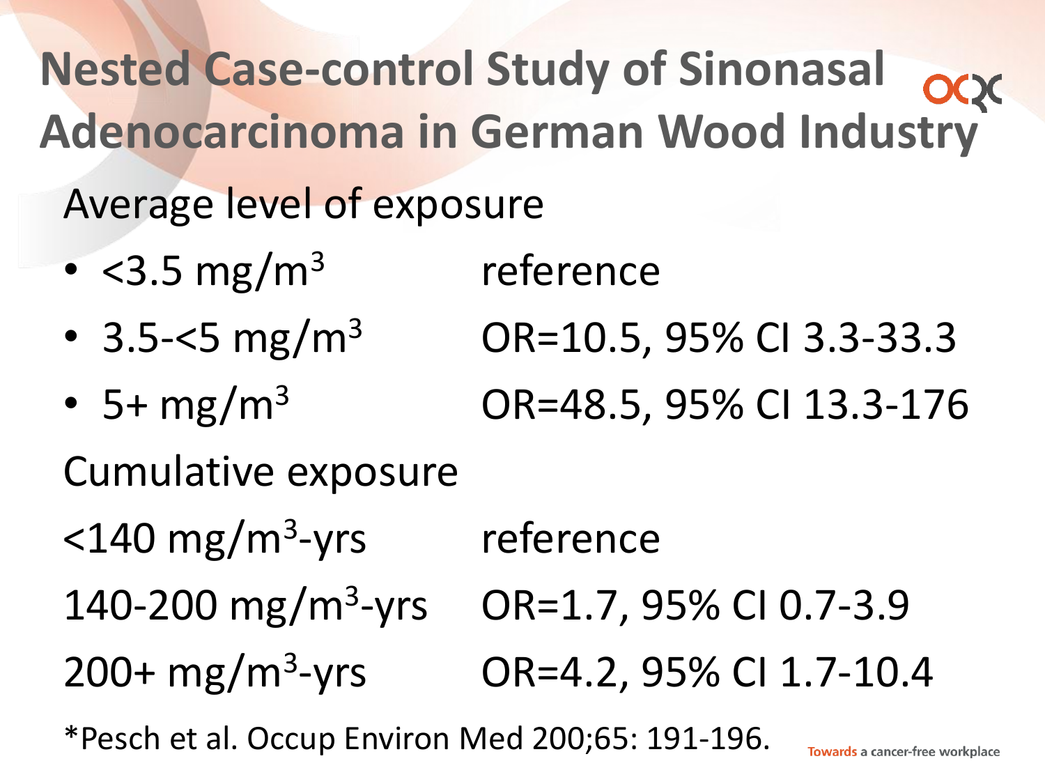# Nested Case-control Study of Sinonasal Adenocarcinoma in German Wood Industry

Average level of exposure

- <3.5 mg/m$^3$ reference
- 3.5-<5 mg/m$^3$ OR=10.5, 95% CI 3.3-33.3
- 5+ mg/m$^3$ OR=48.5, 95% CI 13.3-176

Cumulative exposure

<140 mg/m$^3$-yrs reference

140-200 mg/m$^3$-yrs OR=1.7, 95% CI 0.7-3.9

200+ mg/m$^3$-yrs OR=4.2, 95% CI 1.7-10.4

*Pesch et al. Occup Environ Med 200;65: 191-196.

Towards a cancer-free workplace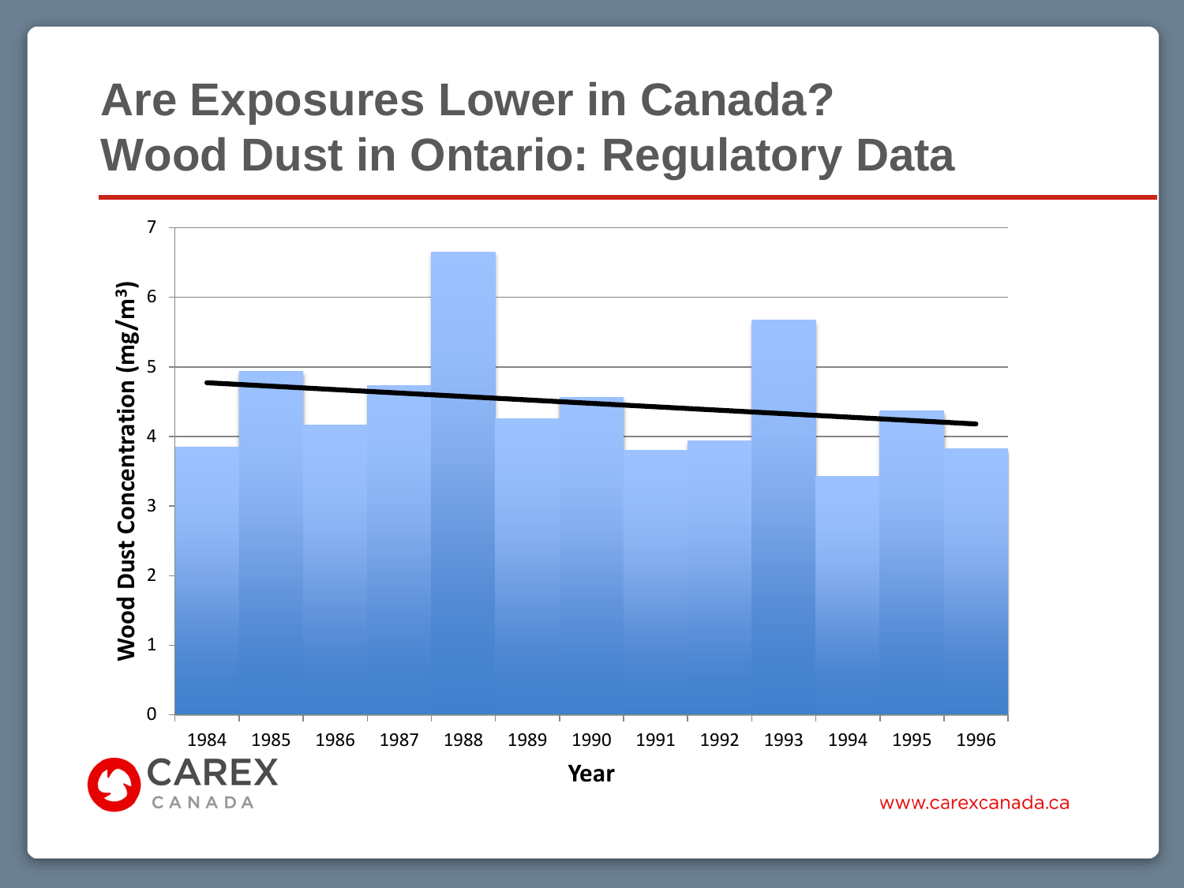# Are Exposures Lower in Canada?
# Wood Dust in Ontario: Regulatory Data

Wood Dust Concentration ($mg/m^3$)

0, 1, 2, 3, 4, 5, 6, 7

1984, 1985, 1986, 1987, 1988, 1989, 1990, 1991, 1992, 1993, 1994, 1995, 1996

Year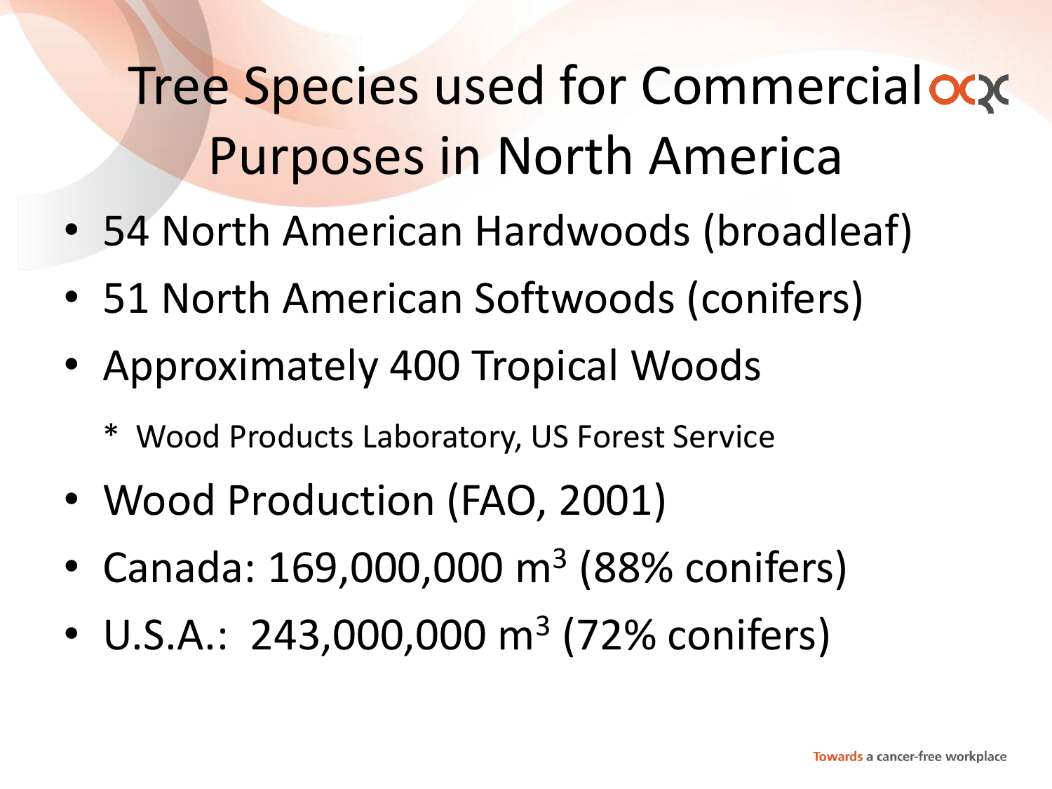# Tree Species used for Commercial Purposes in North America

- 54 North American Hardwoods (broadleaf)
- 51 North American Softwoods (conifers)
- Approximately 400 Tropical Woods

  * Wood Products Laboratory, US Forest Service

- Wood Production (FAO, 2001)
- Canada: 169,000,000 $m^3$ (88% conifers)
- U.S.A.: 243,000,000 $m^3$ (72% conifers)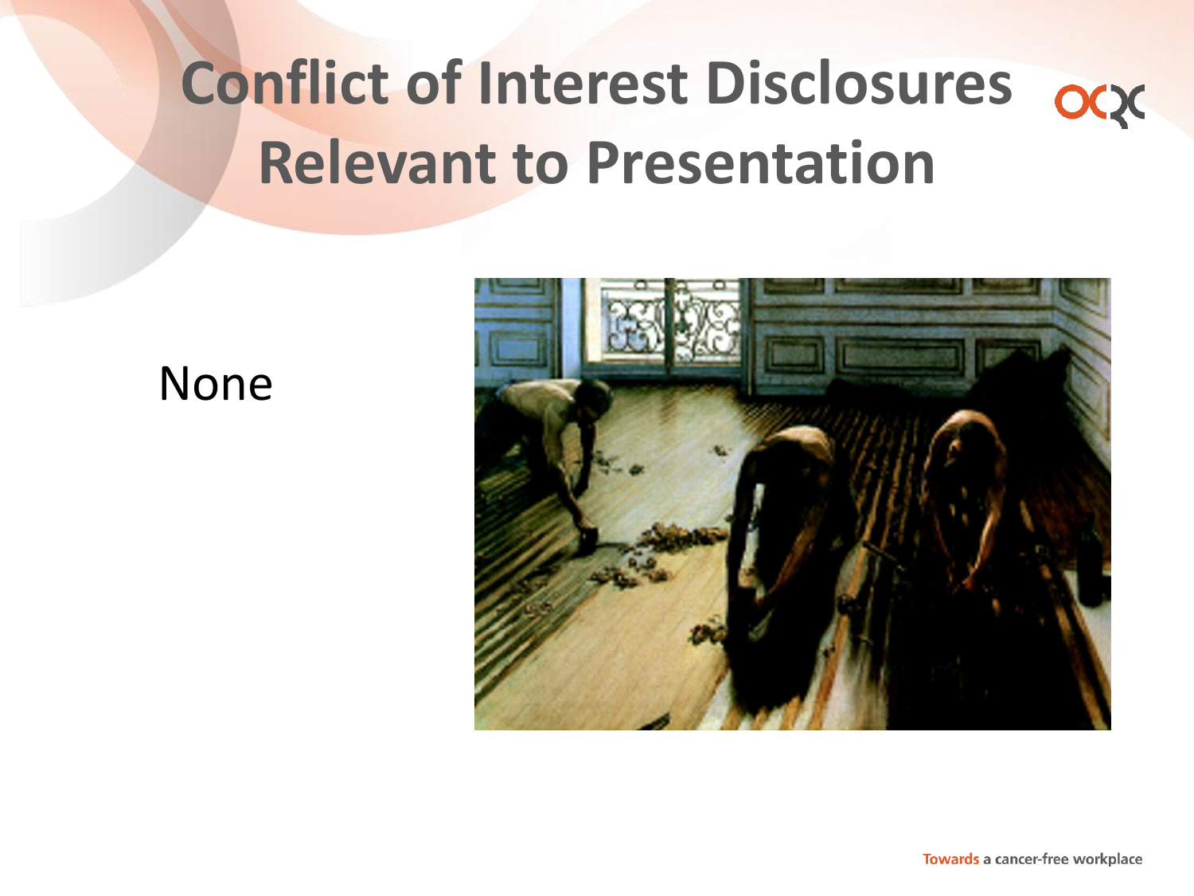# Conflict of Interest Disclosures Relevant to Presentation

None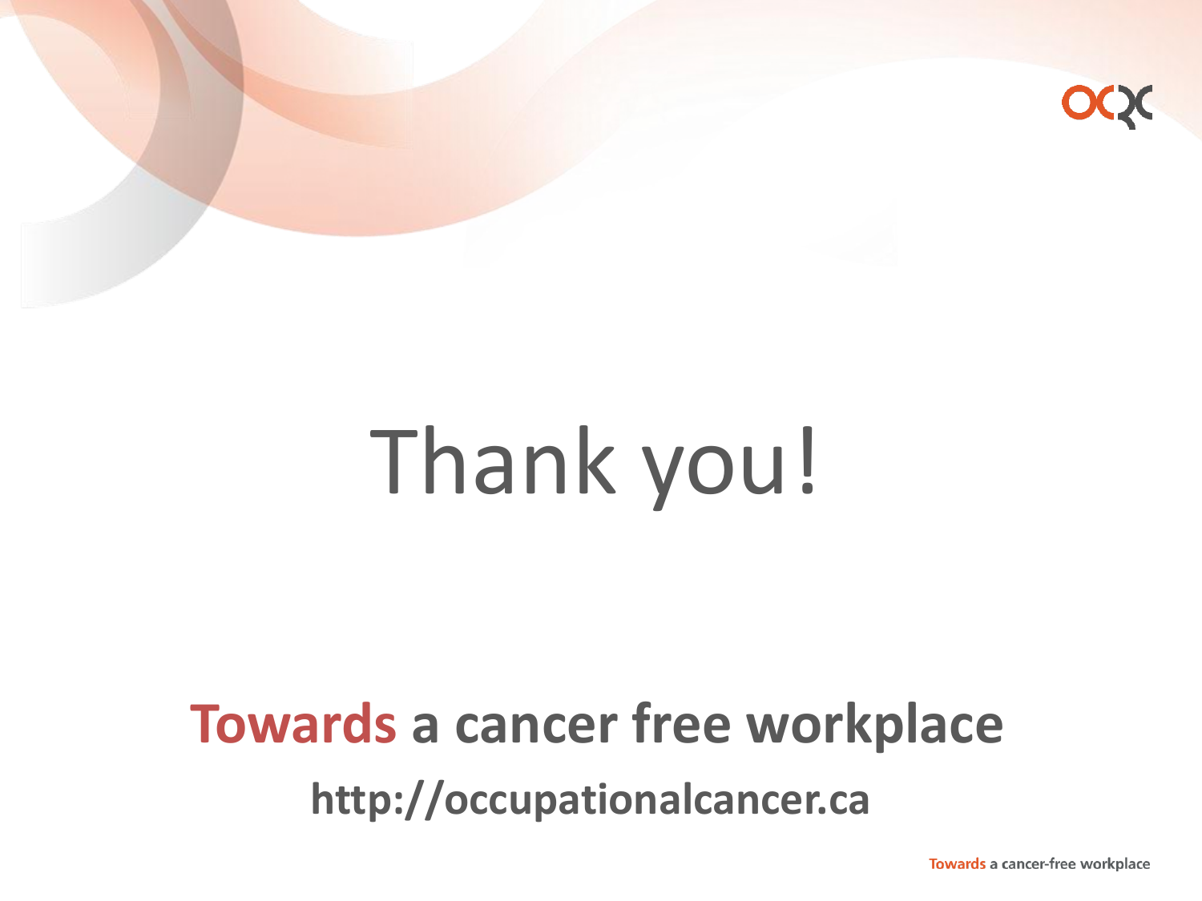# Thank you!

**Towards a cancer free workplace**

**http://occupationalcancer.ca**